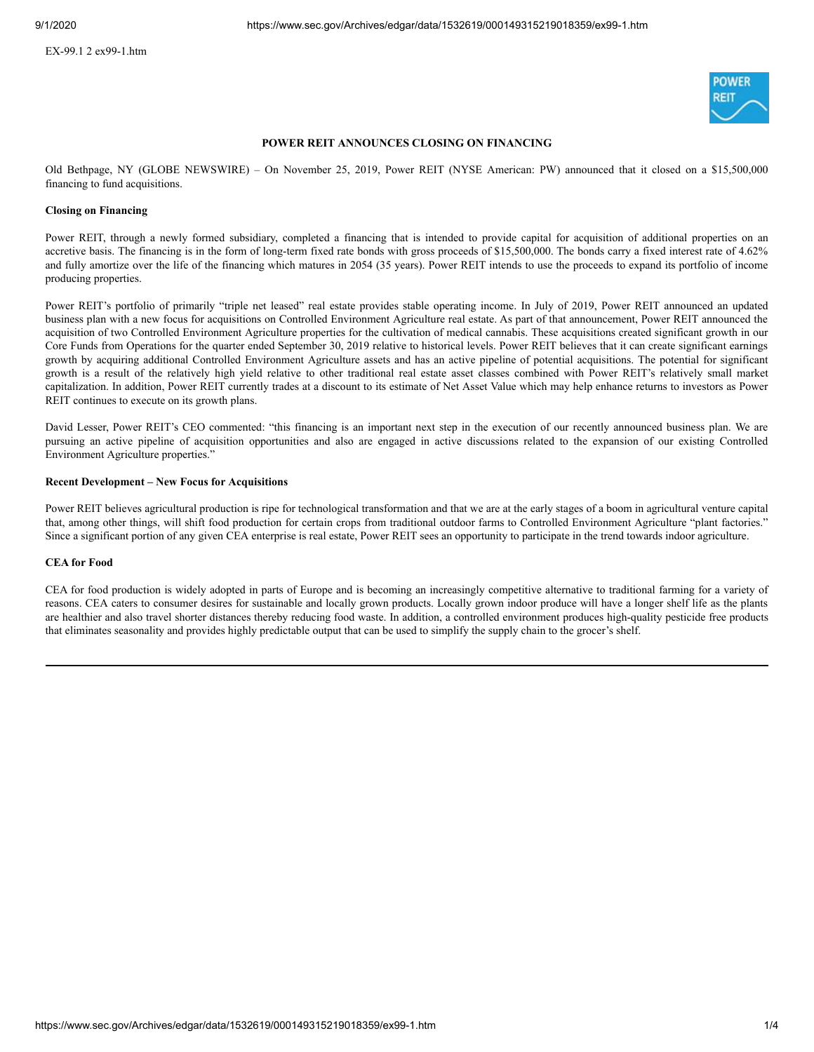EX-99.1 2 ex99-1.htm

**POWER REIT ANNOUNCES CLOSING ON FINANCING**

Old Bethpage, NY (GLOBE NEWSWIRE) – On November 25, 2019, Power REIT (NYSE American: PW) announced that it closed on a $15,500,000 financing to fund acquisitions.

**Closing on Financing**

Power REIT, through a newly formed subsidiary, completed a financing that is intended to provide capital for acquisition of additional properties on an accretive basis. The financing is in the form of long-term fixed rate bonds with gross proceeds of $15,500,000. The bonds carry a fixed interest rate of 4.62% and fully amortize over the life of the financing which matures in 2054 (35 years). Power REIT intends to use the proceeds to expand its portfolio of income producing properties.

Power REIT's portfolio of primarily "triple net leased" real estate provides stable operating income. In July of 2019, Power REIT announced an updated business plan with a new focus for acquisitions on Controlled Environment Agriculture real estate. As part of that announcement, Power REIT announced the acquisition of two Controlled Environment Agriculture properties for the cultivation of medical cannabis. These acquisitions created significant growth in our Core Funds from Operations for the quarter ended September 30, 2019 relative to historical levels. Power REIT believes that it can create significant earnings growth by acquiring additional Controlled Environment Agriculture assets and has an active pipeline of potential acquisitions. The potential for significant growth is a result of the relatively high yield relative to other traditional real estate asset classes combined with Power REIT's relatively small market capitalization. In addition, Power REIT currently trades at a discount to its estimate of Net Asset Value which may help enhance returns to investors as Power REIT continues to execute on its growth plans.

David Lesser, Power REIT's CEO commented: "this financing is an important next step in the execution of our recently announced business plan. We are pursuing an active pipeline of acquisition opportunities and also are engaged in active discussions related to the expansion of our existing Controlled Environment Agriculture properties."

**Recent Development – New Focus for Acquisitions**

Power REIT believes agricultural production is ripe for technological transformation and that we are at the early stages of a boom in agricultural venture capital that, among other things, will shift food production for certain crops from traditional outdoor farms to Controlled Environment Agriculture "plant factories." Since a significant portion of any given CEA enterprise is real estate, Power REIT sees an opportunity to participate in the trend towards indoor agriculture.

**CEA for Food**

CEA for food production is widely adopted in parts of Europe and is becoming an increasingly competitive alternative to traditional farming for a variety of reasons. CEA caters to consumer desires for sustainable and locally grown products. Locally grown indoor produce will have a longer shelf life as the plants are healthier and also travel shorter distances thereby reducing food waste. In addition, a controlled environment produces high-quality pesticide free products that eliminates seasonality and provides highly predictable output that can be used to simplify the supply chain to the grocer's shelf.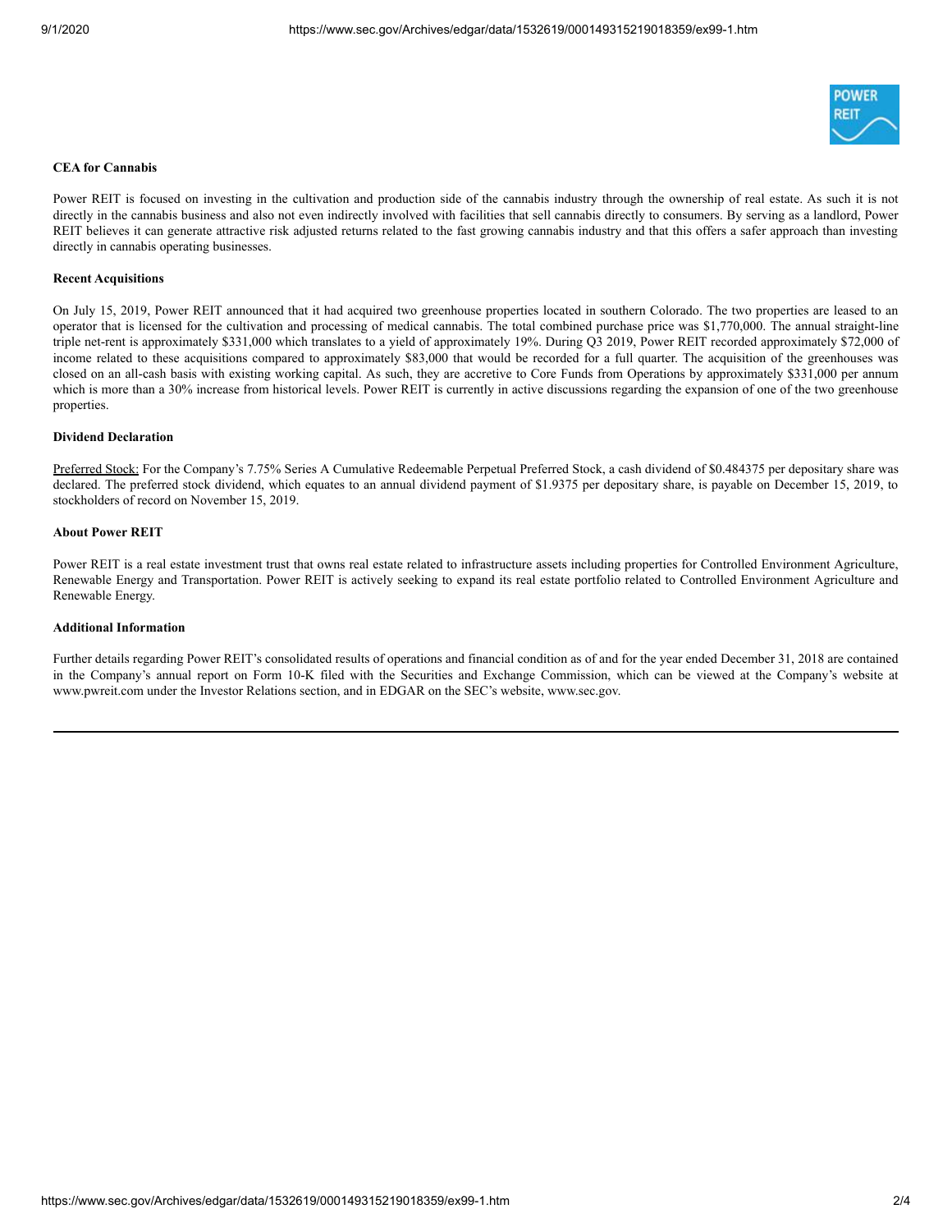**CEA for Cannabis**

Power REIT is focused on investing in the cultivation and production side of the cannabis industry through the ownership of real estate. As such it is not directly in the cannabis business and also not even indirectly involved with facilities that sell cannabis directly to consumers. By serving as a landlord, Power REIT believes it can generate attractive risk adjusted returns related to the fast growing cannabis industry and that this offers a safer approach than investing directly in cannabis operating businesses.

**Recent Acquisitions**

On July 15, 2019, Power REIT announced that it had acquired two greenhouse properties located in southern Colorado. The two properties are leased to an operator that is licensed for the cultivation and processing of medical cannabis. The total combined purchase price was $1,770,000. The annual straight-line triple net-rent is approximately $331,000 which translates to a yield of approximately 19%. During Q3 2019, Power REIT recorded approximately $72,000 of income related to these acquisitions compared to approximately $83,000 that would be recorded for a full quarter. The acquisition of the greenhouses was closed on an all-cash basis with existing working capital. As such, they are accretive to Core Funds from Operations by approximately $331,000 per annum which is more than a 30% increase from historical levels. Power REIT is currently in active discussions regarding the expansion of one of the two greenhouse properties.

**Dividend Declaration**

Preferred Stock: For the Company's 7.75% Series A Cumulative Redeemable Perpetual Preferred Stock, a cash dividend of $0.484375 per depositary share was declared. The preferred stock dividend, which equates to an annual dividend payment of $1.9375 per depositary share, is payable on December 15, 2019, to stockholders of record on November 15, 2019.

**About Power REIT**

Power REIT is a real estate investment trust that owns real estate related to infrastructure assets including properties for Controlled Environment Agriculture, Renewable Energy and Transportation. Power REIT is actively seeking to expand its real estate portfolio related to Controlled Environment Agriculture and Renewable Energy.

**Additional Information**

Further details regarding Power REIT's consolidated results of operations and financial condition as of and for the year ended December 31, 2018 are contained in the Company's annual report on Form 10-K filed with the Securities and Exchange Commission, which can be viewed at the Company's website at www.pwreit.com under the Investor Relations section, and in EDGAR on the SEC's website, www.sec.gov.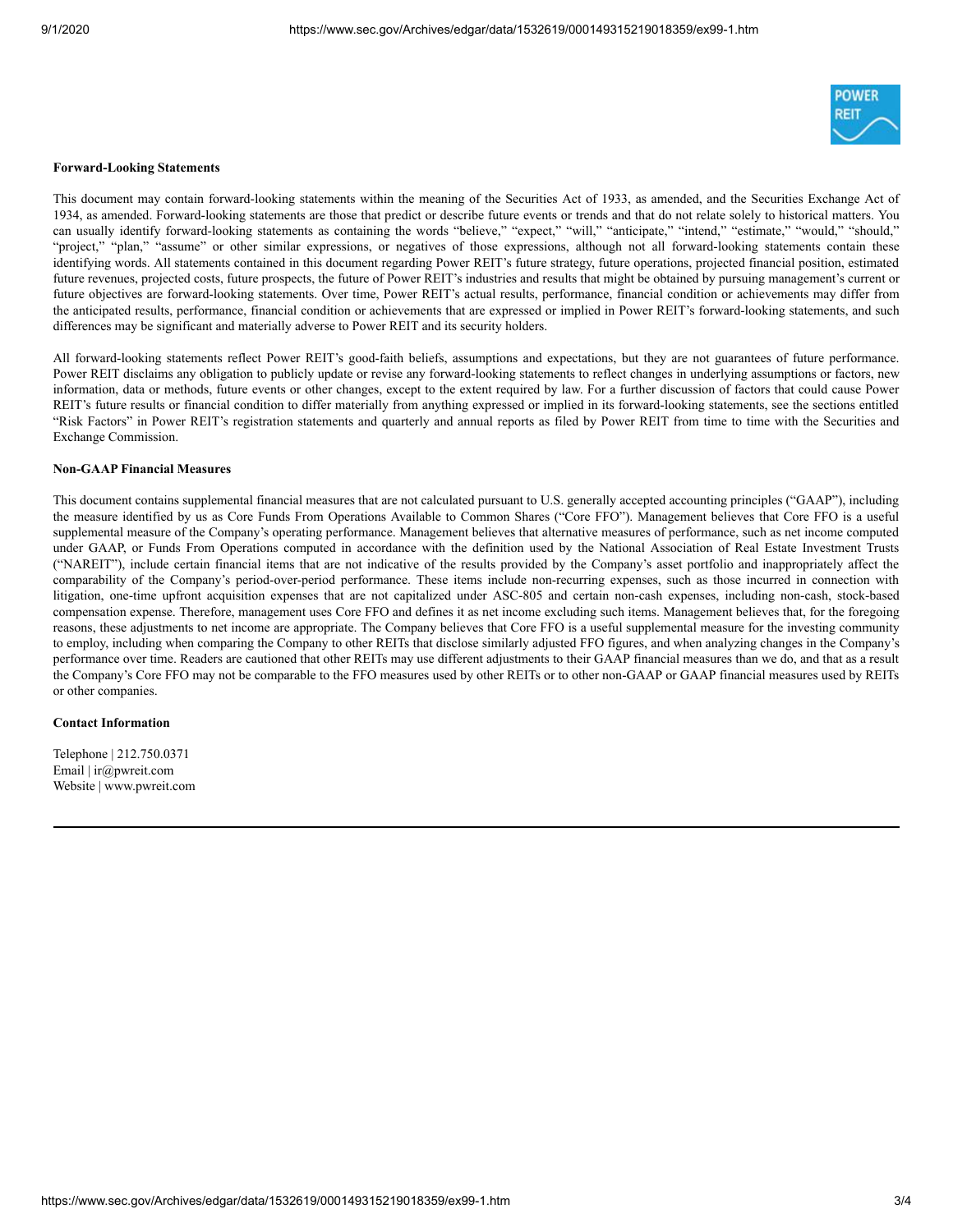**Forward-Looking Statements**

This document may contain forward-looking statements within the meaning of the Securities Act of 1933, as amended, and the Securities Exchange Act of 1934, as amended. Forward-looking statements are those that predict or describe future events or trends and that do not relate solely to historical matters. You can usually identify forward-looking statements as containing the words "believe," "expect," "will," "anticipate," "intend," "estimate," "would," "should," "project," "plan," "assume" or other similar expressions, or negatives of those expressions, although not all forward-looking statements contain these identifying words. All statements contained in this document regarding Power REIT's future strategy, future operations, projected financial position, estimated future revenues, projected costs, future prospects, the future of Power REIT's industries and results that might be obtained by pursuing management's current or future objectives are forward-looking statements. Over time, Power REIT's actual results, performance, financial condition or achievements may differ from the anticipated results, performance, financial condition or achievements that are expressed or implied in Power REIT's forward-looking statements, and such differences may be significant and materially adverse to Power REIT and its security holders.

All forward-looking statements reflect Power REIT's good-faith beliefs, assumptions and expectations, but they are not guarantees of future performance. Power REIT disclaims any obligation to publicly update or revise any forward-looking statements to reflect changes in underlying assumptions or factors, new information, data or methods, future events or other changes, except to the extent required by law. For a further discussion of factors that could cause Power REIT's future results or financial condition to differ materially from anything expressed or implied in its forward-looking statements, see the sections entitled "Risk Factors" in Power REIT's registration statements and quarterly and annual reports as filed by Power REIT from time to time with the Securities and Exchange Commission.

**Non-GAAP Financial Measures**

This document contains supplemental financial measures that are not calculated pursuant to U.S. generally accepted accounting principles ("GAAP"), including the measure identified by us as Core Funds From Operations Available to Common Shares ("Core FFO"). Management believes that Core FFO is a useful supplemental measure of the Company's operating performance. Management believes that alternative measures of performance, such as net income computed under GAAP, or Funds From Operations computed in accordance with the definition used by the National Association of Real Estate Investment Trusts ("NAREIT"), include certain financial items that are not indicative of the results provided by the Company's asset portfolio and inappropriately affect the comparability of the Company's period-over-period performance. These items include non-recurring expenses, such as those incurred in connection with litigation, one-time upfront acquisition expenses that are not capitalized under ASC-805 and certain non-cash expenses, including non-cash, stock-based compensation expense. Therefore, management uses Core FFO and defines it as net income excluding such items. Management believes that, for the foregoing reasons, these adjustments to net income are appropriate. The Company believes that Core FFO is a useful supplemental measure for the investing community to employ, including when comparing the Company to other REITs that disclose similarly adjusted FFO figures, and when analyzing changes in the Company's performance over time. Readers are cautioned that other REITs may use different adjustments to their GAAP financial measures than we do, and that as a result the Company's Core FFO may not be comparable to the FFO measures used by other REITs or to other non-GAAP or GAAP financial measures used by REITs or other companies.

**Contact Information**

Telephone | 212.750.0371
Email | ir@pwreit.com
Website | www.pwreit.com